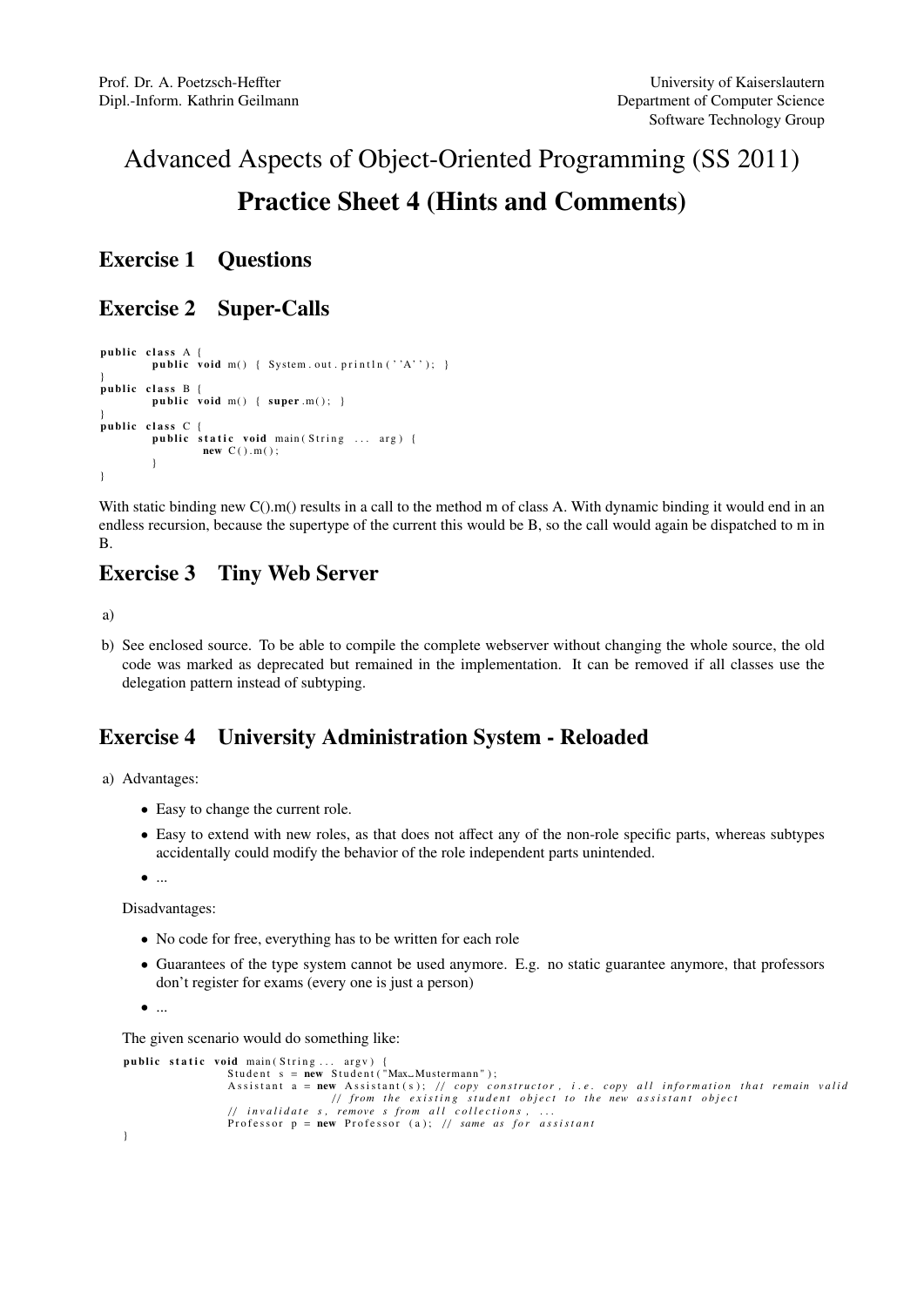Prof. Dr. A. Poetzsch-Heffter
Dipl.-Inform. Kathrin Geilmann

University of Kaiserslautern
Department of Computer Science
Software Technology Group

# Advanced Aspects of Object-Oriented Programming (SS 2011)

# Practice Sheet 4 (Hints and Comments)

## Exercise 1 Questions

## Exercise 2 Super-Calls

```
public class A {
        public void m() { System.out.println(''A''); }
}
public class B {
        public void m() { super.m(); }
}
public class C {
        public static void main(String ... arg) {
                new C().m();
        }
}
```

With static binding new C().m() results in a call to the method m of class A. With dynamic binding it would end in an endless recursion, because the supertype of the current this would be B, so the call would again be dispatched to m in B.

## Exercise 3 Tiny Web Server

a)

b) See enclosed source. To be able to compile the complete webserver without changing the whole source, the old code was marked as deprecated but remained in the implementation. It can be removed if all classes use the delegation pattern instead of subtyping.

## Exercise 4 University Administration System - Reloaded

a) Advantages:

- Easy to change the current role.
- Easy to extend with new roles, as that does not affect any of the non-role specific parts, whereas subtypes accidentally could modify the behavior of the role independent parts unintended.
- ...

Disadvantages:

- No code for free, everything has to be written for each role
- Guarantees of the type system cannot be used anymore. E.g. no static guarantee anymore, that professors don't register for exams (every one is just a person)
- ...

The given scenario would do something like:

```
public static void main(String... argv) {
        Student s = new Student("Max Mustermann");
        Assistant a = new Assistant(s); // copy constructor, i.e. copy all information that remain valid
                        // from the existing student object to the new assistant object
        // invalidate s, remove s from all collections, ...
        Professor p = new Professor (a); // same as for assistant
}
```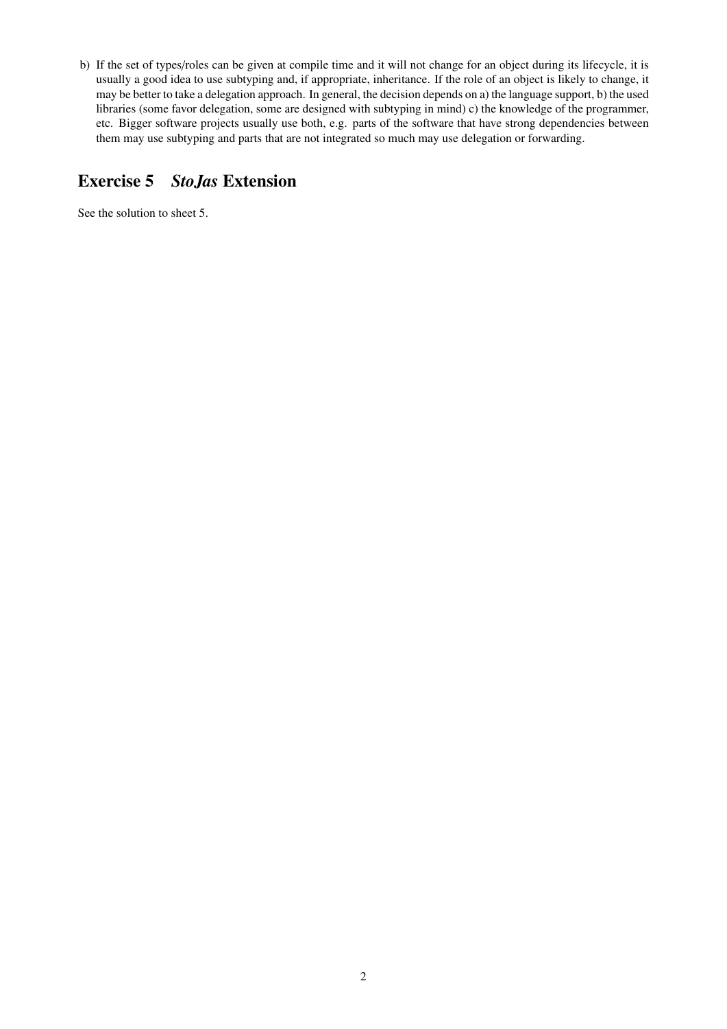b) If the set of types/roles can be given at compile time and it will not change for an object during its lifecycle, it is usually a good idea to use subtyping and, if appropriate, inheritance. If the role of an object is likely to change, it may be better to take a delegation approach. In general, the decision depends on a) the language support, b) the used libraries (some favor delegation, some are designed with subtyping in mind) c) the knowledge of the programmer, etc. Bigger software projects usually use both, e.g. parts of the software that have strong dependencies between them may use subtyping and parts that are not integrated so much may use delegation or forwarding.

## Exercise 5 *StoJas* Extension

See the solution to sheet 5.